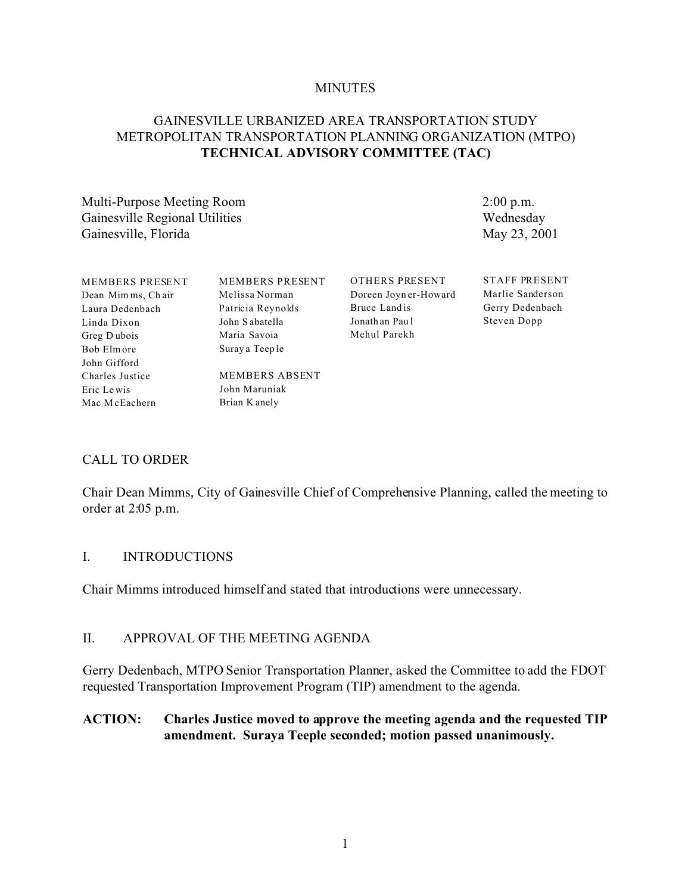MINUTES

# GAINESVILLE URBANIZED AREA TRANSPORTATION STUDY METROPOLITAN TRANSPORTATION PLANNING ORGANIZATION (MTPO) **TECHNICAL ADVISORY COMMITTEE (TAC)**

Multi-Purpose Meeting Room
Gainesville Regional Utilities
Gainesville, Florida

2:00 p.m.
Wednesday
May 23, 2001

| MEMBERS PRESENT | MEMBERS PRESENT | OTHERS PRESENT | STAFF PRESENT |
|---|---|---|---|
| Dean Mimms, Chair | Melissa Norman | Doreen Joyner-Howard | Marlie Sanderson |
| Laura Dedenbach | Patricia Reynolds | Bruce Landis | Gerry Dedenbach |
| Linda Dixon | John Sabatella | Jonathan Paul | Steven Dopp |
| Greg Dubois | Maria Savoia | Mehul Parekh | |
| Bob Elmore | Suraya Teeple | | |
| John Gifford | | | |
| Charles Justice | MEMBERS ABSENT | | |
| Eric Lewis | John Maruniak | | |
| Mac McEachern | Brian Kanely | | |

## CALL TO ORDER

Chair Dean Mimms, City of Gainesville Chief of Comprehensive Planning, called the meeting to order at 2:05 p.m.

## I. INTRODUCTIONS

Chair Mimms introduced himself and stated that introductions were unnecessary.

## II. APPROVAL OF THE MEETING AGENDA

Gerry Dedenbach, MTPO Senior Transportation Planner, asked the Committee to add the FDOT requested Transportation Improvement Program (TIP) amendment to the agenda.

**ACTION: Charles Justice moved to approve the meeting agenda and the requested TIP amendment. Suraya Teeple seconded; motion passed unanimously.**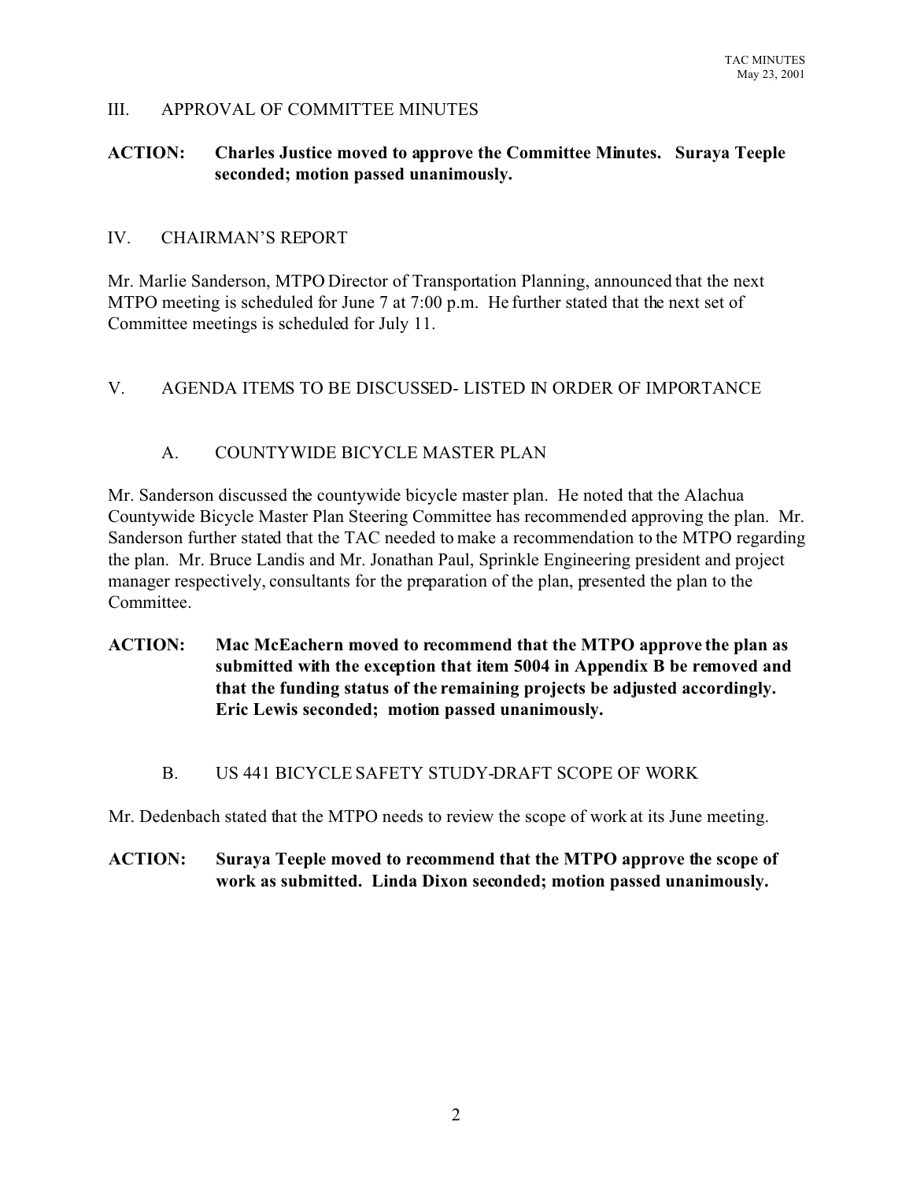## III. APPROVAL OF COMMITTEE MINUTES

**ACTION: Charles Justice moved to approve the Committee Minutes. Suraya Teeple seconded; motion passed unanimously.**

## IV. CHAIRMAN'S REPORT

Mr. Marlie Sanderson, MTPO Director of Transportation Planning, announced that the next MTPO meeting is scheduled for June 7 at 7:00 p.m. He further stated that the next set of Committee meetings is scheduled for July 11.

## V. AGENDA ITEMS TO BE DISCUSSED- LISTED IN ORDER OF IMPORTANCE

### A. COUNTYWIDE BICYCLE MASTER PLAN

Mr. Sanderson discussed the countywide bicycle master plan. He noted that the Alachua Countywide Bicycle Master Plan Steering Committee has recommended approving the plan. Mr. Sanderson further stated that the TAC needed to make a recommendation to the MTPO regarding the plan. Mr. Bruce Landis and Mr. Jonathan Paul, Sprinkle Engineering president and project manager respectively, consultants for the preparation of the plan, presented the plan to the Committee.

**ACTION: Mac McEachern moved to recommend that the MTPO approve the plan as submitted with the exception that item 5004 in Appendix B be removed and that the funding status of the remaining projects be adjusted accordingly. Eric Lewis seconded; motion passed unanimously.**

### B. US 441 BICYCLE SAFETY STUDY-DRAFT SCOPE OF WORK

Mr. Dedenbach stated that the MTPO needs to review the scope of work at its June meeting.

**ACTION: Suraya Teeple moved to recommend that the MTPO approve the scope of work as submitted. Linda Dixon seconded; motion passed unanimously.**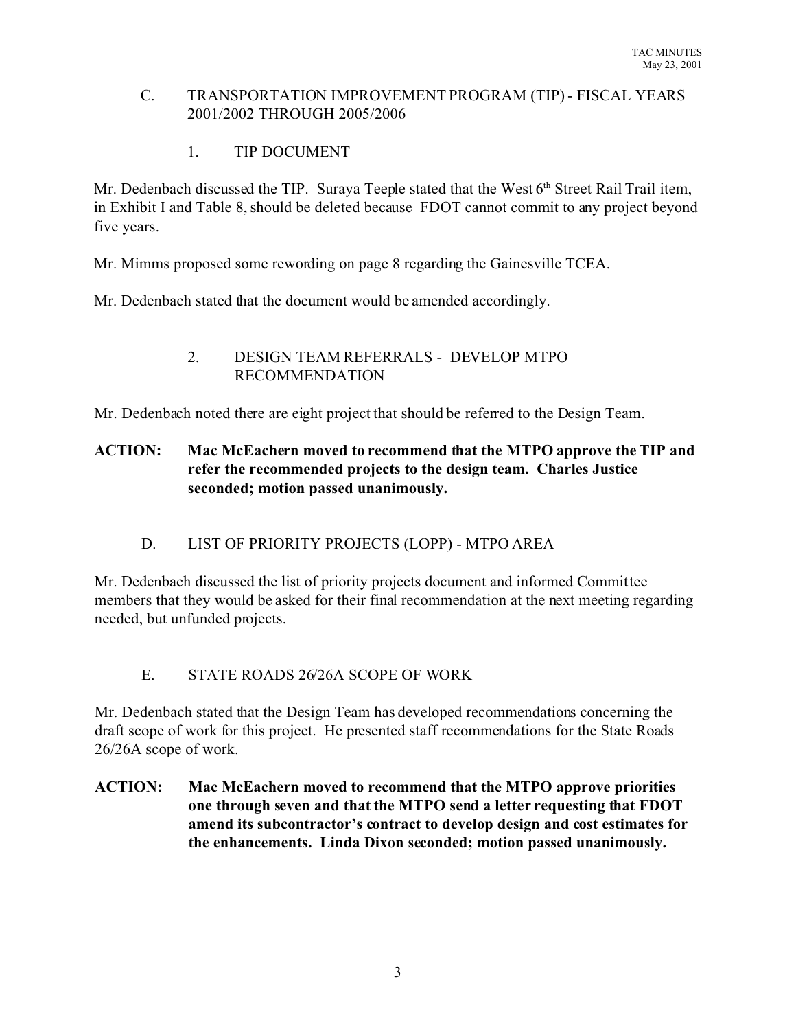C. TRANSPORTATION IMPROVEMENT PROGRAM (TIP) - FISCAL YEARS 2001/2002 THROUGH 2005/2006

1. TIP DOCUMENT

Mr. Dedenbach discussed the TIP. Suraya Teeple stated that the West 6th Street Rail Trail item, in Exhibit I and Table 8, should be deleted because FDOT cannot commit to any project beyond five years.

Mr. Mimms proposed some rewording on page 8 regarding the Gainesville TCEA.

Mr. Dedenbach stated that the document would be amended accordingly.

2. DESIGN TEAM REFERRALS - DEVELOP MTPO RECOMMENDATION

Mr. Dedenbach noted there are eight project that should be referred to the Design Team.

**ACTION: Mac McEachern moved to recommend that the MTPO approve the TIP and refer the recommended projects to the design team. Charles Justice seconded; motion passed unanimously.**

D. LIST OF PRIORITY PROJECTS (LOPP) - MTPO AREA

Mr. Dedenbach discussed the list of priority projects document and informed Committee members that they would be asked for their final recommendation at the next meeting regarding needed, but unfunded projects.

E. STATE ROADS 26/26A SCOPE OF WORK

Mr. Dedenbach stated that the Design Team has developed recommendations concerning the draft scope of work for this project. He presented staff recommendations for the State Roads 26/26A scope of work.

**ACTION: Mac McEachern moved to recommend that the MTPO approve priorities one through seven and that the MTPO send a letter requesting that FDOT amend its subcontractor's contract to develop design and cost estimates for the enhancements. Linda Dixon seconded; motion passed unanimously.**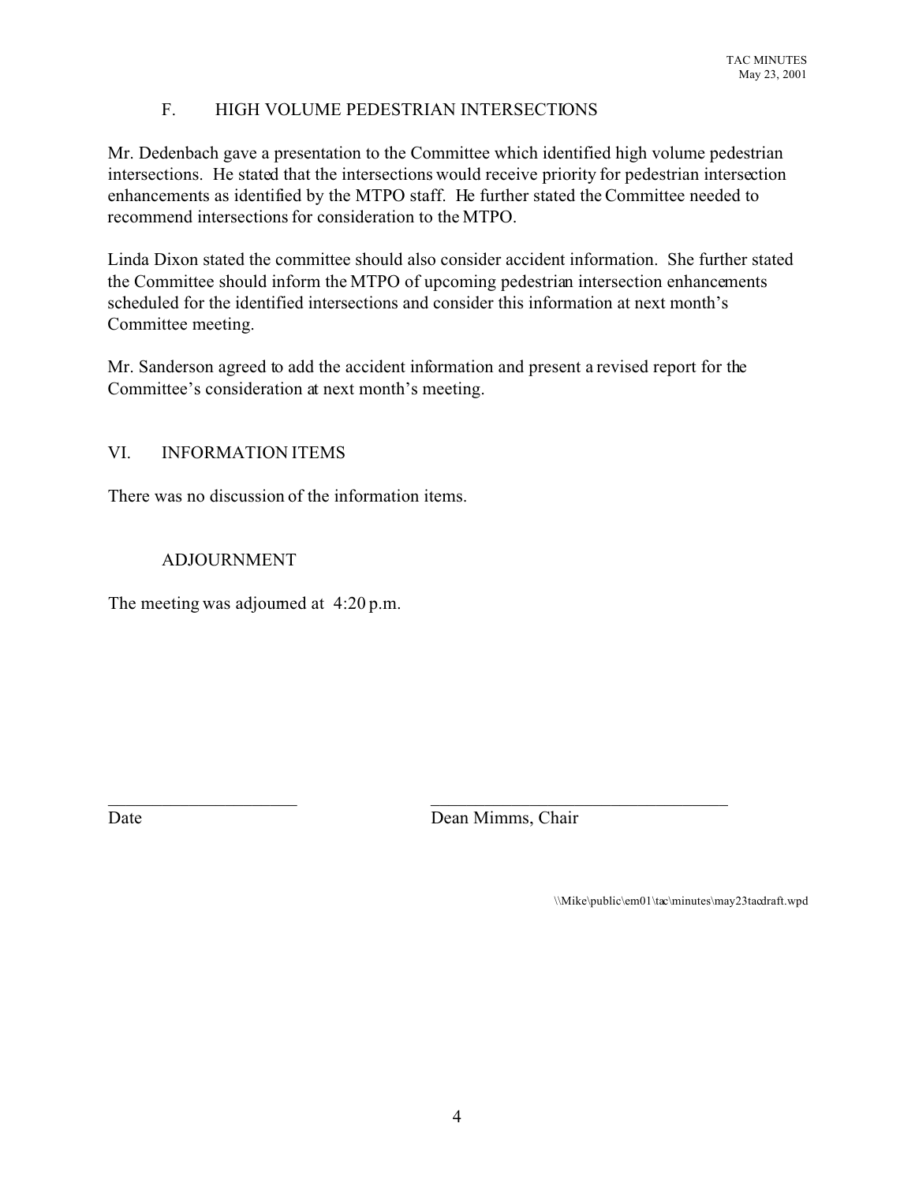### F. HIGH VOLUME PEDESTRIAN INTERSECTIONS

Mr. Dedenbach gave a presentation to the Committee which identified high volume pedestrian intersections. He stated that the intersections would receive priority for pedestrian intersection enhancements as identified by the MTPO staff. He further stated the Committee needed to recommend intersections for consideration to the MTPO.

Linda Dixon stated the committee should also consider accident information. She further stated the Committee should inform the MTPO of upcoming pedestrian intersection enhancements scheduled for the identified intersections and consider this information at next month's Committee meeting.

Mr. Sanderson agreed to add the accident information and present a revised report for the Committee's consideration at next month's meeting.

## VI. INFORMATION ITEMS

There was no discussion of the information items.

## ADJOURNMENT

The meeting was adjourned at 4:20 p.m.

\_\_\_\_\_\_\_\_\_\_\_\_\_\_\_\_\_\_\_\_\_\_ \_\_\_\_\_\_\_\_\_\_\_\_\_\_\_\_\_\_\_\_\_\_\_\_\_\_\_\_\_\_\_\_\_\_

Date Dean Mimms, Chair

\\Mike\public\em01\tac\minutes\may23tacdraft.wpd